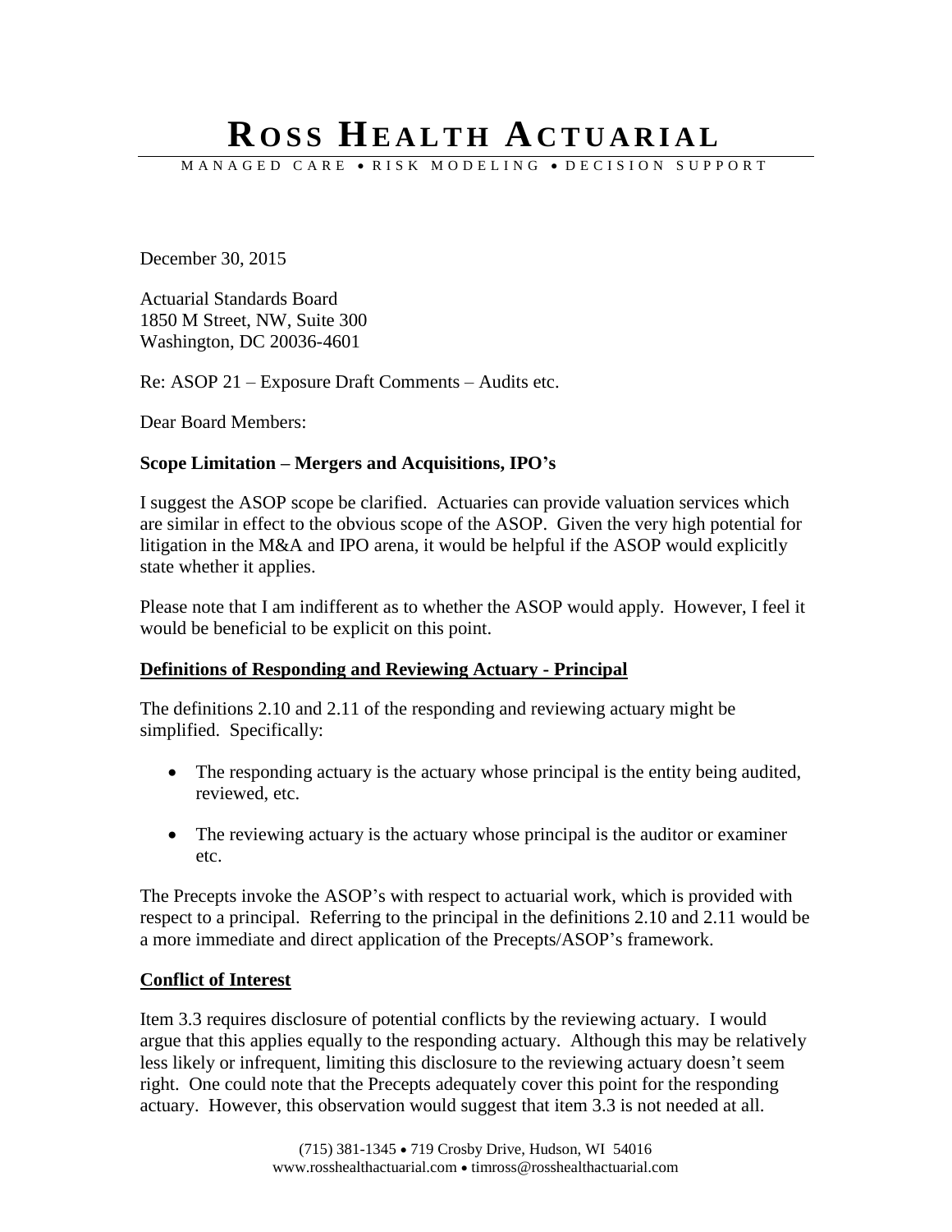# ROSS HEALTH ACTUARIAL

MANAGED CARE • RISK MODELING • DECISION SUPPORT

December 30, 2015

Actuarial Standards Board
1850 M Street, NW, Suite 300
Washington, DC 20036-4601

Re: ASOP 21 – Exposure Draft Comments – Audits etc.

Dear Board Members:

**Scope Limitation – Mergers and Acquisitions, IPO's**

I suggest the ASOP scope be clarified. Actuaries can provide valuation services which are similar in effect to the obvious scope of the ASOP. Given the very high potential for litigation in the M&A and IPO arena, it would be helpful if the ASOP would explicitly state whether it applies.

Please note that I am indifferent as to whether the ASOP would apply. However, I feel it would be beneficial to be explicit on this point.

**Definitions of Responding and Reviewing Actuary - Principal**

The definitions 2.10 and 2.11 of the responding and reviewing actuary might be simplified. Specifically:

- The responding actuary is the actuary whose principal is the entity being audited, reviewed, etc.

- The reviewing actuary is the actuary whose principal is the auditor or examiner etc.

The Precepts invoke the ASOP's with respect to actuarial work, which is provided with respect to a principal. Referring to the principal in the definitions 2.10 and 2.11 would be a more immediate and direct application of the Precepts/ASOP's framework.

**Conflict of Interest**

Item 3.3 requires disclosure of potential conflicts by the reviewing actuary. I would argue that this applies equally to the responding actuary. Although this may be relatively less likely or infrequent, limiting this disclosure to the reviewing actuary doesn't seem right. One could note that the Precepts adequately cover this point for the responding actuary. However, this observation would suggest that item 3.3 is not needed at all.

(715) 381-1345 • 719 Crosby Drive, Hudson, WI 54016
www.rosshealthactuarial.com • timross@rosshealthactuarial.com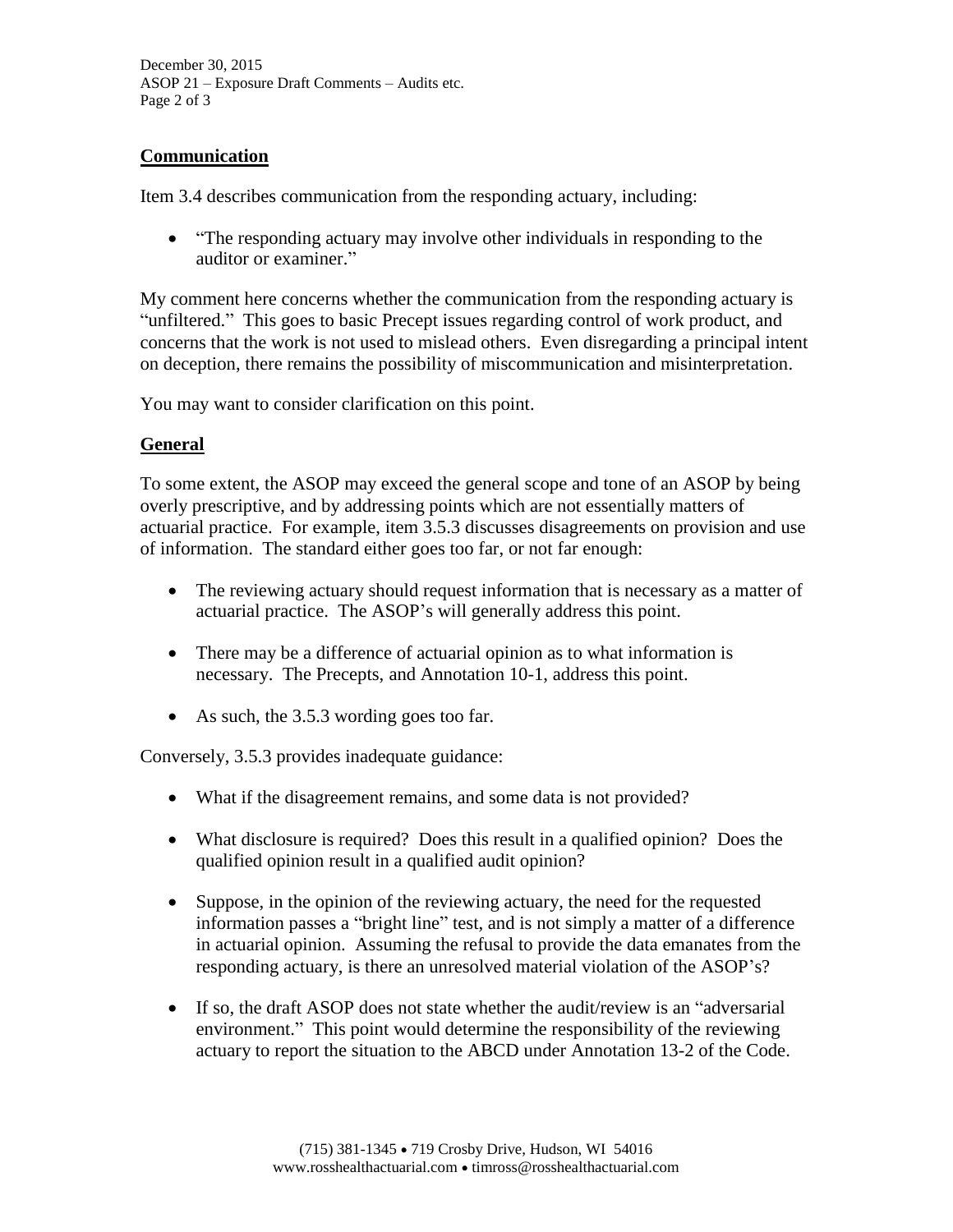## Communication

Item 3.4 describes communication from the responding actuary, including:

- "The responding actuary may involve other individuals in responding to the auditor or examiner."

My comment here concerns whether the communication from the responding actuary is "unfiltered." This goes to basic Precept issues regarding control of work product, and concerns that the work is not used to mislead others. Even disregarding a principal intent on deception, there remains the possibility of miscommunication and misinterpretation.

You may want to consider clarification on this point.

## General

To some extent, the ASOP may exceed the general scope and tone of an ASOP by being overly prescriptive, and by addressing points which are not essentially matters of actuarial practice. For example, item 3.5.3 discusses disagreements on provision and use of information. The standard either goes too far, or not far enough:

- The reviewing actuary should request information that is necessary as a matter of actuarial practice. The ASOP's will generally address this point.
- There may be a difference of actuarial opinion as to what information is necessary. The Precepts, and Annotation 10-1, address this point.
- As such, the 3.5.3 wording goes too far.

Conversely, 3.5.3 provides inadequate guidance:

- What if the disagreement remains, and some data is not provided?
- What disclosure is required? Does this result in a qualified opinion? Does the qualified opinion result in a qualified audit opinion?
- Suppose, in the opinion of the reviewing actuary, the need for the requested information passes a "bright line" test, and is not simply a matter of a difference in actuarial opinion. Assuming the refusal to provide the data emanates from the responding actuary, is there an unresolved material violation of the ASOP's?
- If so, the draft ASOP does not state whether the audit/review is an "adversarial environment." This point would determine the responsibility of the reviewing actuary to report the situation to the ABCD under Annotation 13-2 of the Code.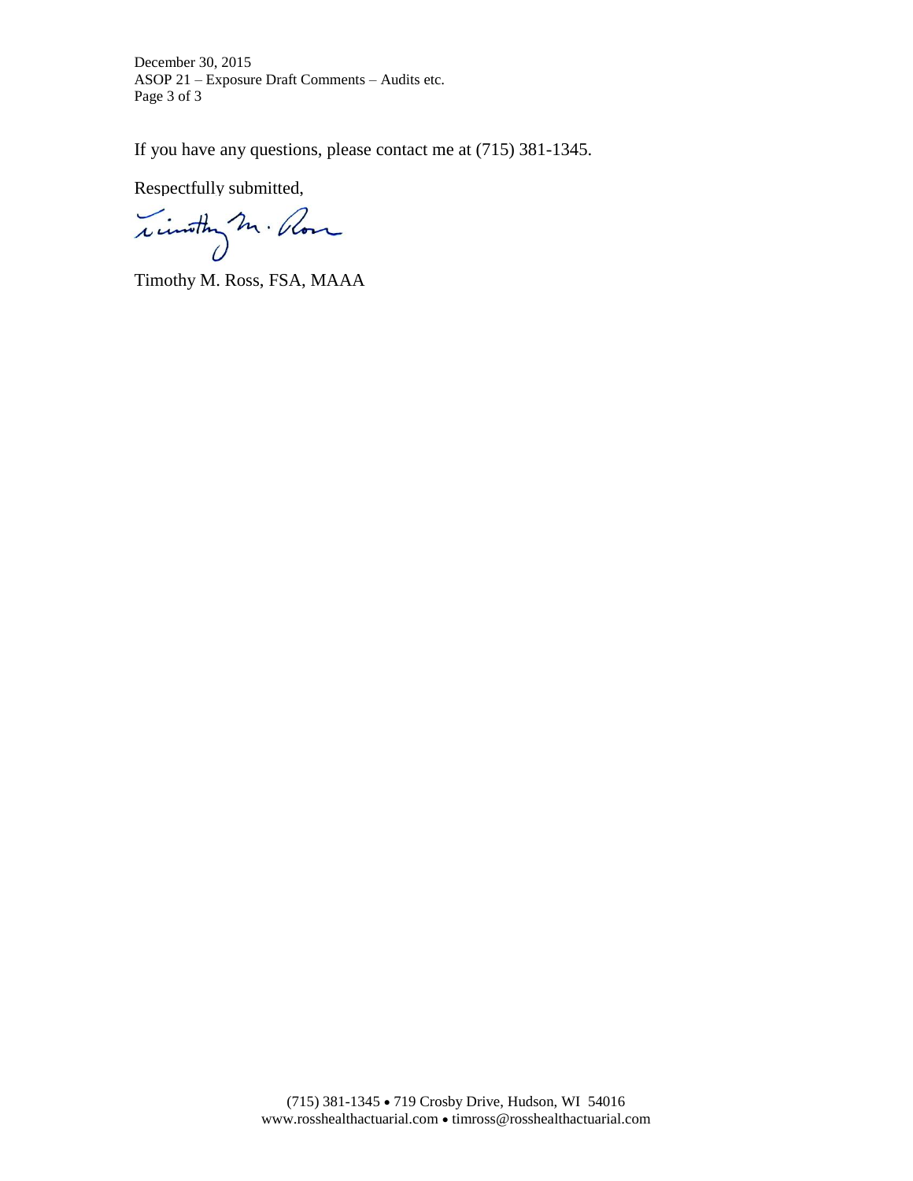If you have any questions, please contact me at (715) 381-1345.

Respectfully submitted,

Timothy M. Ross, FSA, MAAA